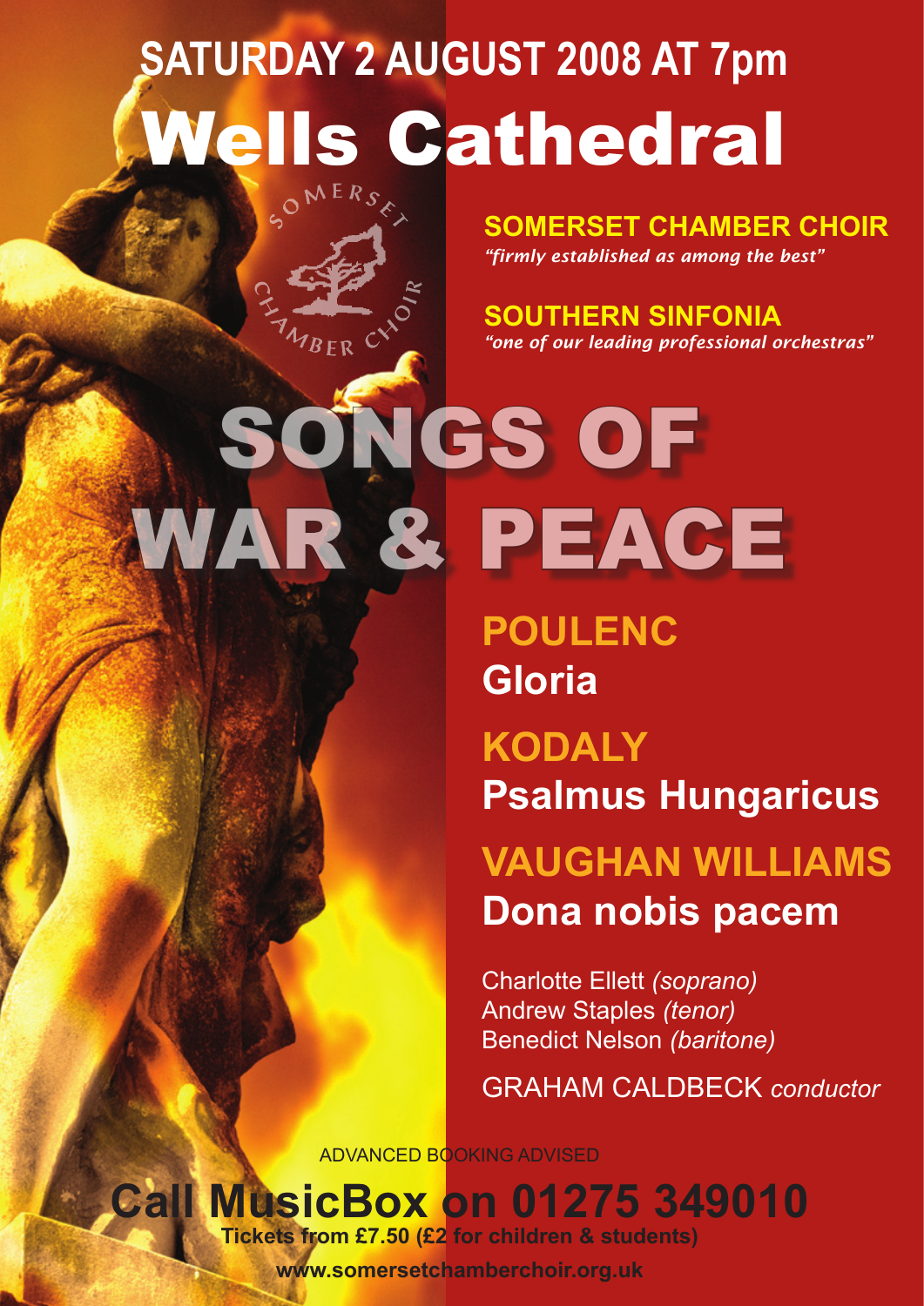# SATURDAY 2 AUGUST 2008 AT 7pm

# Wells Cathedral

SOMERSET CHAMBER CHOIR

## SOMERSET CHAMBER CHOIR

*"firmly established as among the best"*

## SOUTHERN SINFONIA

*"one of our leading professional orchestras"*

# SONGS OF WAR & PEACE

## POULENC
**Gloria**

## KODALY
**Psalmus Hungaricus**

## VAUGHAN WILLIAMS
**Dona nobis pacem**

Charlotte Ellett *(soprano)*
Andrew Staples *(tenor)*
Benedict Nelson *(baritone)*

GRAHAM CALDBECK *conductor*

ADVANCED BOOKING ADVISED

## Call MusicBox on 01275 349010

**Tickets from £7.50 (£2 for children & students)**

**www.somersetchamberchoir.org.uk**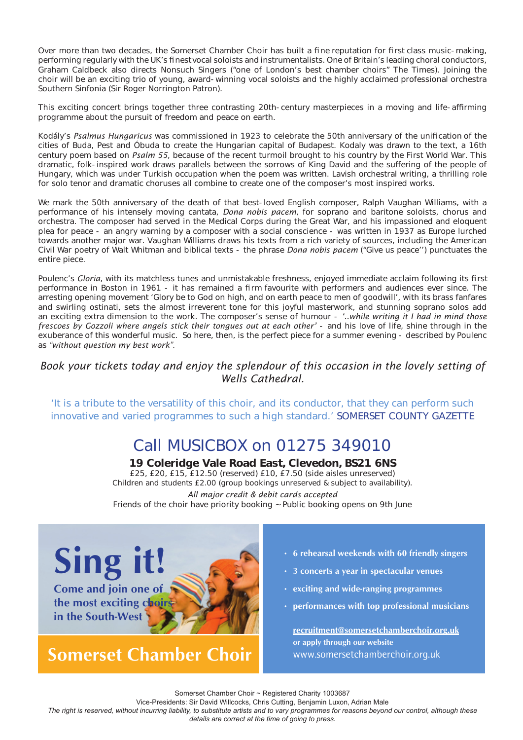Over more than two decades, the Somerset Chamber Choir has built a fine reputation for first class music-making, performing regularly with the UK's finest vocal soloists and instrumentalists. One of Britain's leading choral conductors, Graham Caldbeck also directs Nonsuch Singers ("one of London's best chamber choirs" The Times). Joining the choir will be an exciting trio of young, award-winning vocal soloists and the highly acclaimed professional orchestra Southern Sinfonia (Sir Roger Norrington Patron).

This exciting concert brings together three contrasting 20th-century masterpieces in a moving and life-affirming programme about the pursuit of freedom and peace on earth.

Kodály's *Psalmus Hungaricus* was commissioned in 1923 to celebrate the 50th anniversary of the unification of the cities of Buda, Pest and Óbuda to create the Hungarian capital of Budapest. Kodaly was drawn to the text, a 16th century poem based on *Psalm 55*, because of the recent turmoil brought to his country by the First World War. This dramatic, folk-inspired work draws parallels between the sorrows of King David and the suffering of the people of Hungary, which was under Turkish occupation when the poem was written. Lavish orchestral writing, a thrilling role for solo tenor and dramatic choruses all combine to create one of the composer's most inspired works.

We mark the 50th anniversary of the death of that best-loved English composer, Ralph Vaughan Williams, with a performance of his intensely moving cantata, *Dona nobis pacem*, for soprano and baritone soloists, chorus and orchestra. The composer had served in the Medical Corps during the Great War, and his impassioned and eloquent plea for peace - an angry warning by a composer with a social conscience - was written in 1937 as Europe lurched towards another major war. Vaughan Williams draws his texts from a rich variety of sources, including the American Civil War poetry of Walt Whitman and biblical texts - the phrase *Dona nobis pacem* ("Give us peace'') punctuates the entire piece.

Poulenc's *Gloria*, with its matchless tunes and unmistakable freshness, enjoyed immediate acclaim following its first performance in Boston in 1961 - it has remained a firm favourite with performers and audiences ever since. The arresting opening movement 'Glory be to God on high, and on earth peace to men of goodwill', with its brass fanfares and swirling ostinati, sets the almost irreverent tone for this joyful masterwork, and stunning soprano solos add an exciting extra dimension to the work. The composer's sense of humour - *'..while writing it I had in mind those frescoes by Gozzoli where angels stick their tongues out at each other'* - and his love of life, shine through in the exuberance of this wonderful music. So here, then, is the perfect piece for a summer evening - described by Poulenc as *"without question my best work"*.

*Book your tickets today and enjoy the splendour of this occasion in the lovely setting of Wells Cathedral.*

'It is a tribute to the versatility of this choir, and its conductor, that they can perform such innovative and varied programmes to such a high standard.' SOMERSET COUNTY GAZETTE

## Call MUSICBOX on 01275 349010

**19 Coleridge Vale Road East, Clevedon, BS21 6NS**

£25, £20, £15, £12.50 (reserved) £10, £7.50 (side aisles unreserved)
Children and students £2.00 (group bookings unreserved & subject to availability).

*All major credit & debit cards accepted*

Friends of the choir have priority booking ~ Public booking opens on 9th June

# Sing it!

**Come and join one of the most exciting choirs in the South-West**

## Somerset Chamber Choir

- **6 rehearsal weekends with 60 friendly singers**
- **3 concerts a year in spectacular venues**
- **exciting and wide-ranging programmes**
- **performances with top professional musicians**

**recruitment@somersetchamberchoir.org.uk**
**or apply through our website**
www.somersetchamberchoir.org.uk

Somerset Chamber Choir ~ Registered Charity 1003687
Vice-Presidents: Sir David Willcocks, Chris Cutting, Benjamin Luxon, Adrian Male
*The right is reserved, without incurring liability, to substitute artists and to vary programmes for reasons beyond our control, although these details are correct at the time of going to press.*